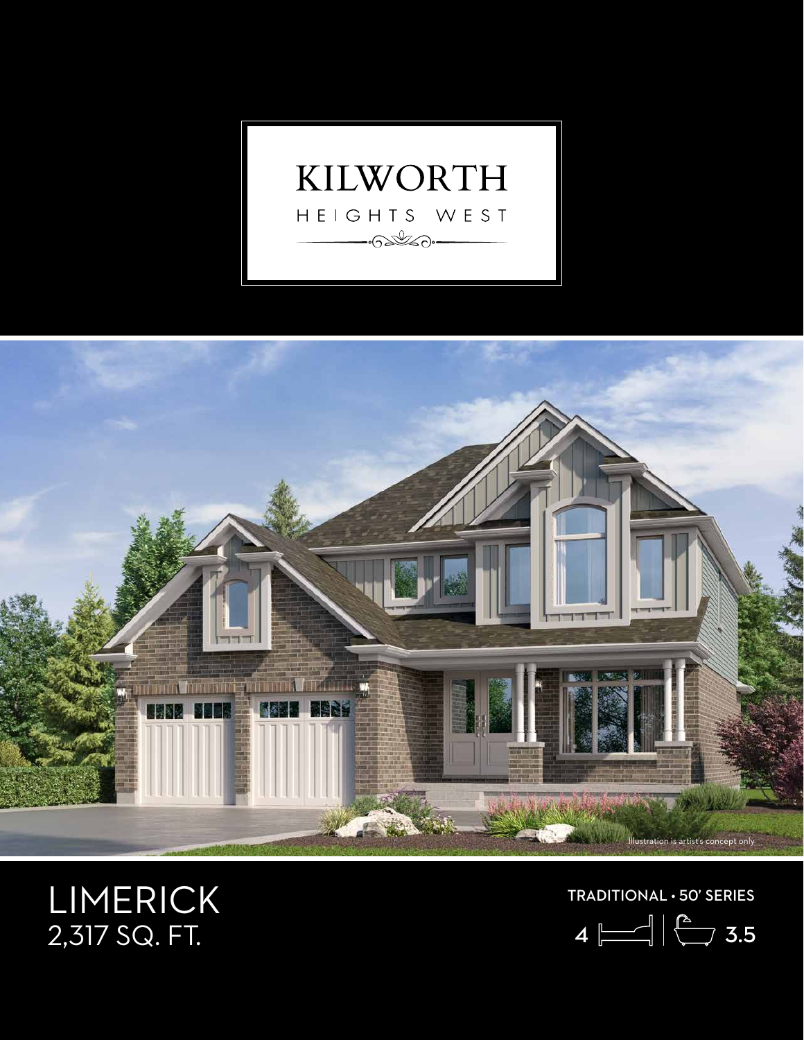# KILWORTH

HEIGHTS WEST

Illustration is artist's concept only

# LIMERICK

2,317 SQ. FT.

TRADITIONAL • 50' SERIES

4 | 3.5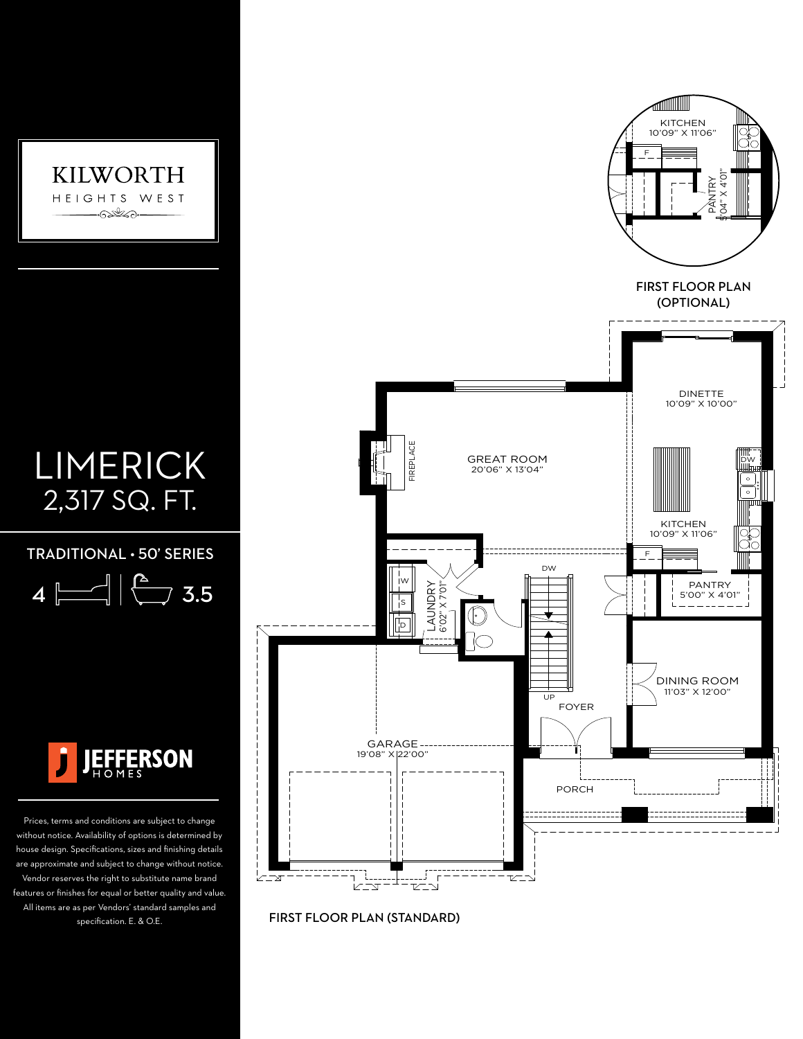# KILWORTH

HEIGHTS WEST

# LIMERICK

## 2,317 SQ. FT.

TRADITIONAL • 50' SERIES

4 | 3.5

JEFFERSON HOMES

Prices, terms and conditions are subject to change without notice. Availability of options is determined by house design. Specifications, sizes and finishing details are approximate and subject to change without notice. Vendor reserves the right to substitute name brand features or finishes for equal or better quality and value. All items are as per Vendors' standard samples and specification. E. & O.E.

KITCHEN
10'09" X 11'06"

PANTRY
5'04" X 4'01"

F

FIRST FLOOR PLAN (OPTIONAL)

DINETTE
10'09" X 10'00"

GREAT ROOM
20'06" X 13'04"

FIREPLACE

DW

KITCHEN
10'09" X 11'06"

F

PANTRY
5'00" X 4'01"

DW

IW

S

D

LAUNDRY
6'02" X 7'01"

DINING ROOM
11'03" X 12'00"

UP

FOYER

GARAGE
19'08" X 22'00"

PORCH

FIRST FLOOR PLAN (STANDARD)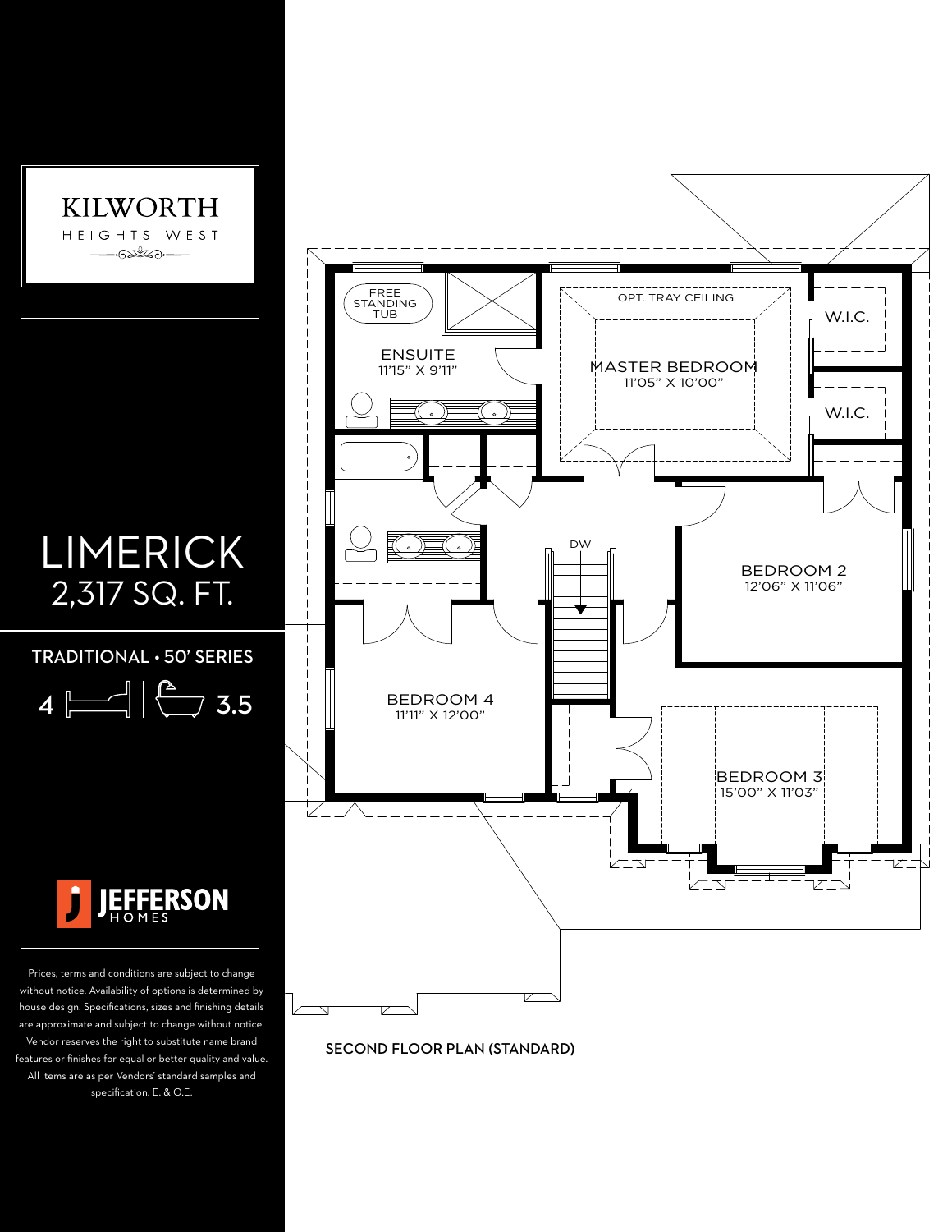KILWORTH

HEIGHTS WEST

# LIMERICK

## 2,317 SQ. FT.

TRADITIONAL • 50' SERIES

4 3.5

JEFFERSON HOMES

Prices, terms and conditions are subject to change without notice. Availability of options is determined by house design. Specifications, sizes and finishing details are approximate and subject to change without notice. Vendor reserves the right to substitute name brand features or finishes for equal or better quality and value. All items are as per Vendors' standard samples and specification. E. & O.E.

FREE STANDING TUB

ENSUITE
11'15" X 9'11"

OPT. TRAY CEILING

MASTER BEDROOM
11'05" X 10'00"

W.I.C.

W.I.C.

DW

BEDROOM 2
12'06" X 11'06"

BEDROOM 4
11'11" X 12'00"

BEDROOM 3
15'00" X 11'03"

SECOND FLOOR PLAN (STANDARD)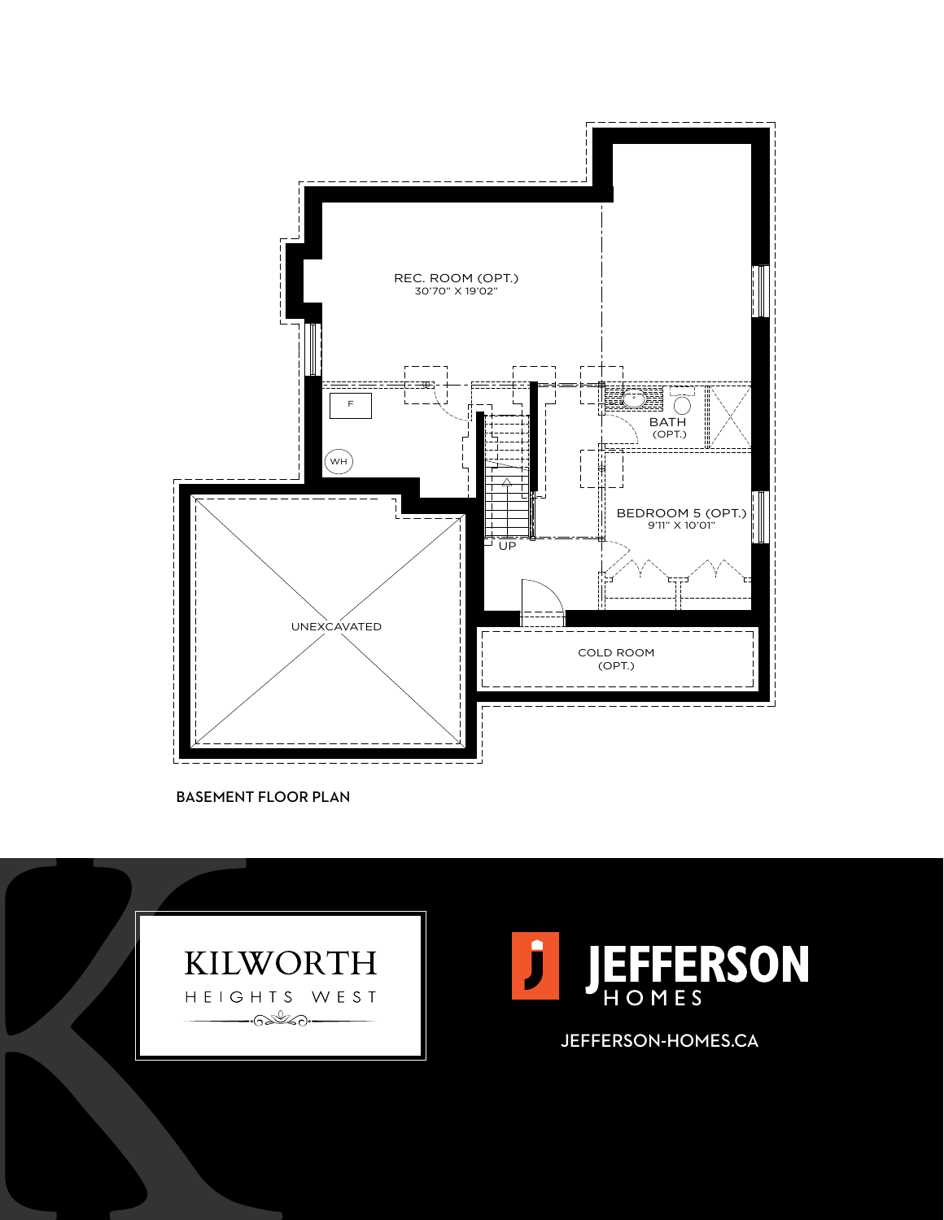REC. ROOM (OPT.)
30'70" X 19'02"

F

WH

BATH
(OPT.)

BEDROOM 5 (OPT.)
9'11" X 10'01"

UP

UNEXCAVATED

COLD ROOM
(OPT.)

BASEMENT FLOOR PLAN

KILWORTH
HEIGHTS WEST

JEFFERSON
HOMES

JEFFERSON-HOMES.CA